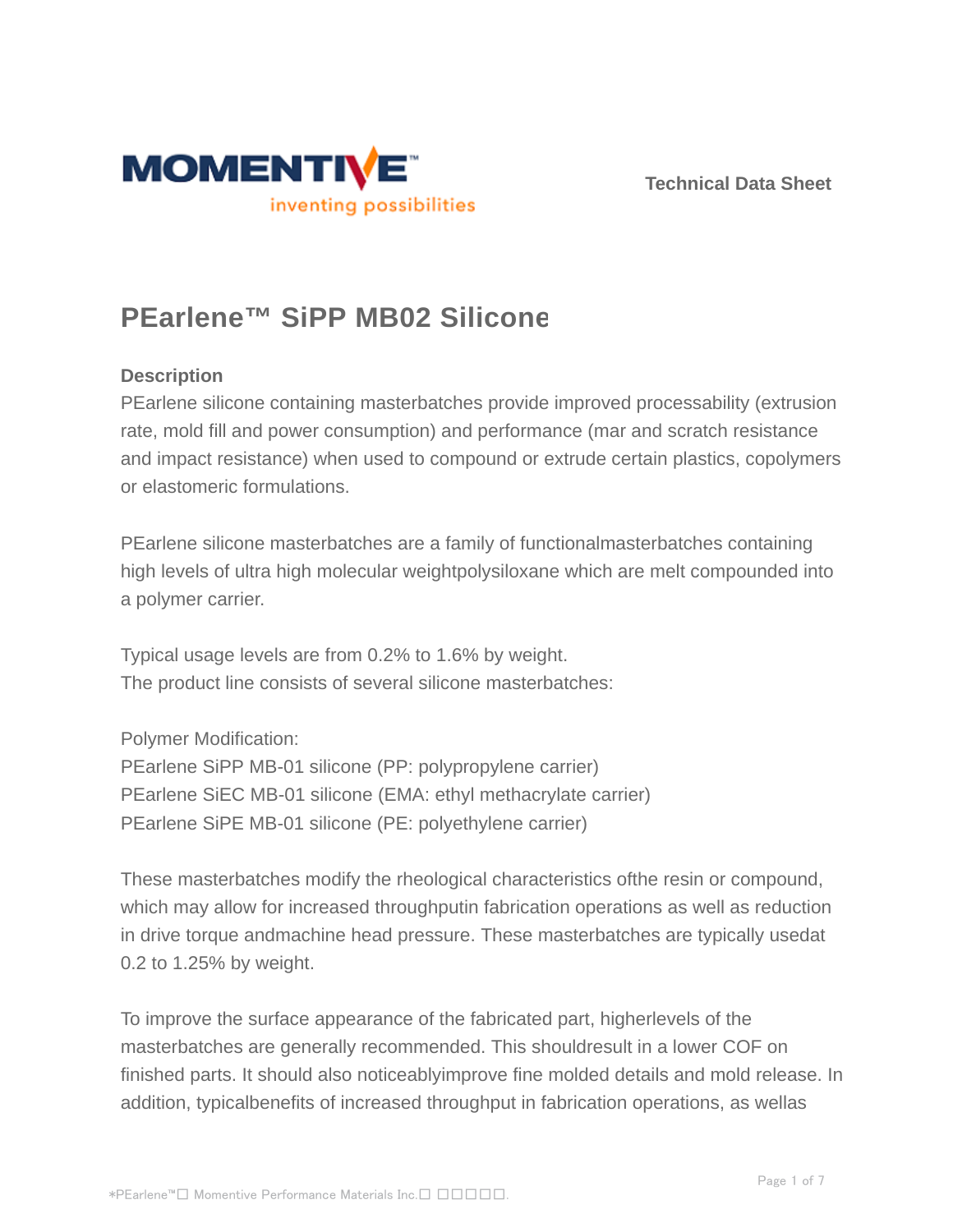Technical Data Sheet

# PEarlene™ SiPP MB02 Silicone

## Description

PEarlene silicone containing masterbatches provide improved processability (extrusion rate, mold fill and power consumption) and performance (mar and scratch resistance and impact resistance) when used to compound or extrude certain plastics, copolymers or elastomeric formulations.

PEarlene silicone masterbatches are a family of functionalmasterbatches containing high levels of ultra high molecular weightpolysiloxane which are melt compounded into a polymer carrier.

Typical usage levels are from 0.2% to 1.6% by weight.
The product line consists of several silicone masterbatches:

Polymer Modification:
PEarlene SiPP MB-01 silicone (PP: polypropylene carrier)
PEarlene SiEC MB-01 silicone (EMA: ethyl methacrylate carrier)
PEarlene SiPE MB-01 silicone (PE: polyethylene carrier)

These masterbatches modify the rheological characteristics ofthe resin or compound, which may allow for increased throughputin fabrication operations as well as reduction in drive torque andmachine head pressure. These masterbatches are typically usedat 0.2 to 1.25% by weight.

To improve the surface appearance of the fabricated part, higherlevels of the masterbatches are generally recommended. This shouldresult in a lower COF on finished parts. It should also noticeablyimprove fine molded details and mold release. In addition, typicalbenefits of increased throughput in fabrication operations, as wellas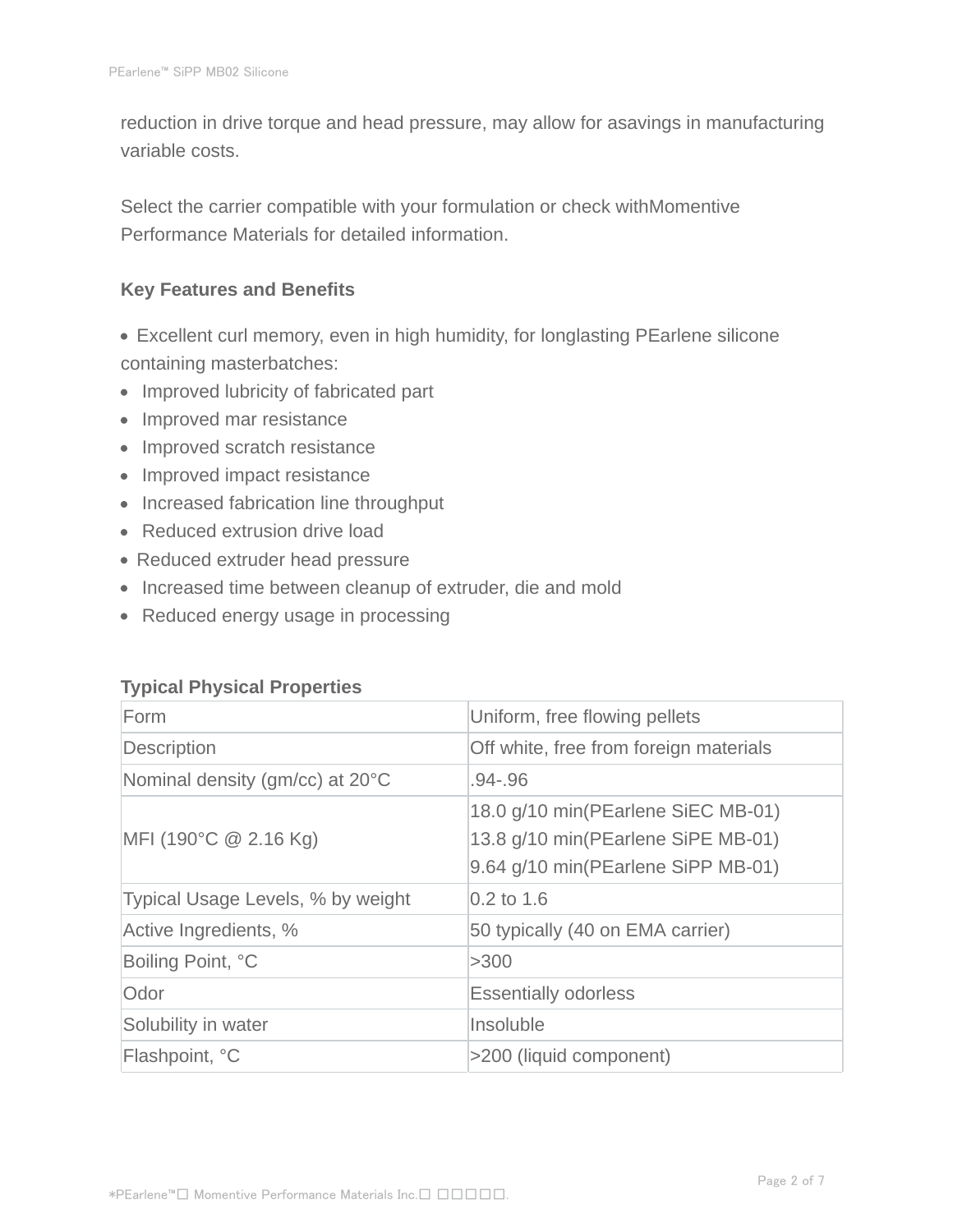reduction in drive torque and head pressure, may allow for asavings in manufacturing variable costs.

Select the carrier compatible with your formulation or check withMomentive Performance Materials for detailed information.

**Key Features and Benefits**

- Excellent curl memory, even in high humidity, for longlasting PEarlene silicone containing masterbatches:
- Improved lubricity of fabricated part
- Improved mar resistance
- Improved scratch resistance
- Improved impact resistance
- Increased fabrication line throughput
- Reduced extrusion drive load
- Reduced extruder head pressure
- Increased time between cleanup of extruder, die and mold
- Reduced energy usage in processing

**Typical Physical Properties**

| | |
|---|---|
| Form | Uniform, free flowing pellets |
| Description | Off white, free from foreign materials |
| Nominal density (gm/cc) at 20°C | .94-.96 |
| MFI (190°C @ 2.16 Kg) | 18.0 g/10 min(PEarlene SiEC MB-01)<br>13.8 g/10 min(PEarlene SiPE MB-01)<br>9.64 g/10 min(PEarlene SiPP MB-01) |
| Typical Usage Levels, % by weight | 0.2 to 1.6 |
| Active Ingredients, % | 50 typically (40 on EMA carrier) |
| Boiling Point, °C | >300 |
| Odor | Essentially odorless |
| Solubility in water | Insoluble |
| Flashpoint, °C | >200 (liquid component) |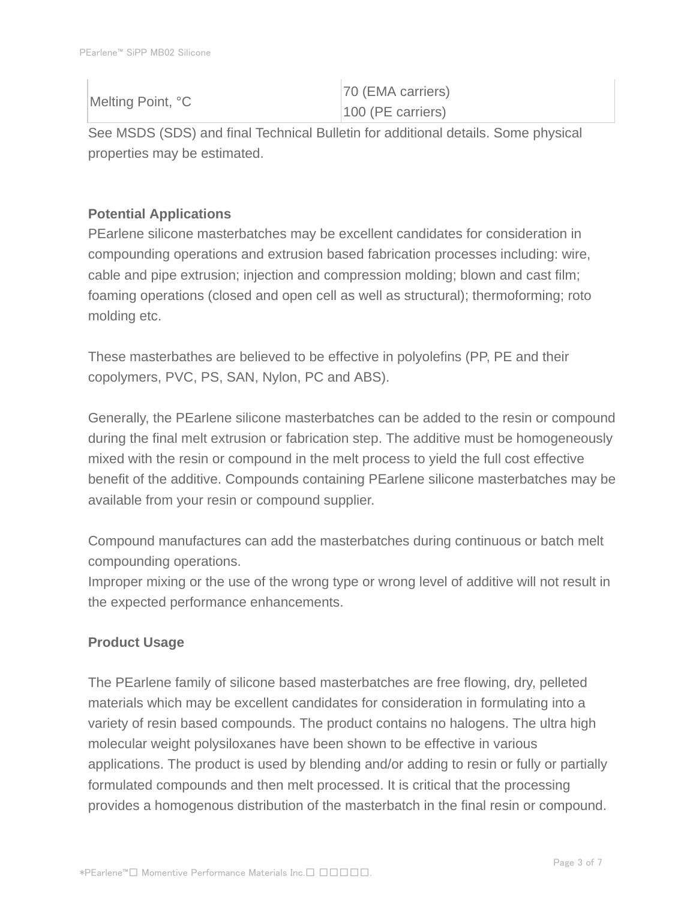| Melting Point, °C | 70 (EMA carriers)<br>100 (PE carriers) |
|---|---|

See MSDS (SDS) and final Technical Bulletin for additional details. Some physical properties may be estimated.

**Potential Applications**

PEarlene silicone masterbatches may be excellent candidates for consideration in compounding operations and extrusion based fabrication processes including: wire, cable and pipe extrusion; injection and compression molding; blown and cast film; foaming operations (closed and open cell as well as structural); thermoforming; roto molding etc.

These masterbathes are believed to be effective in polyolefins (PP, PE and their copolymers, PVC, PS, SAN, Nylon, PC and ABS).

Generally, the PEarlene silicone masterbatches can be added to the resin or compound during the final melt extrusion or fabrication step. The additive must be homogeneously mixed with the resin or compound in the melt process to yield the full cost effective benefit of the additive. Compounds containing PEarlene silicone masterbatches may be available from your resin or compound supplier.

Compound manufactures can add the masterbatches during continuous or batch melt compounding operations.
Improper mixing or the use of the wrong type or wrong level of additive will not result in the expected performance enhancements.

**Product Usage**

The PEarlene family of silicone based masterbatches are free flowing, dry, pelleted materials which may be excellent candidates for consideration in formulating into a variety of resin based compounds. The product contains no halogens. The ultra high molecular weight polysiloxanes have been shown to be effective in various applications. The product is used by blending and/or adding to resin or fully or partially formulated compounds and then melt processed. It is critical that the processing provides a homogenous distribution of the masterbatch in the final resin or compound.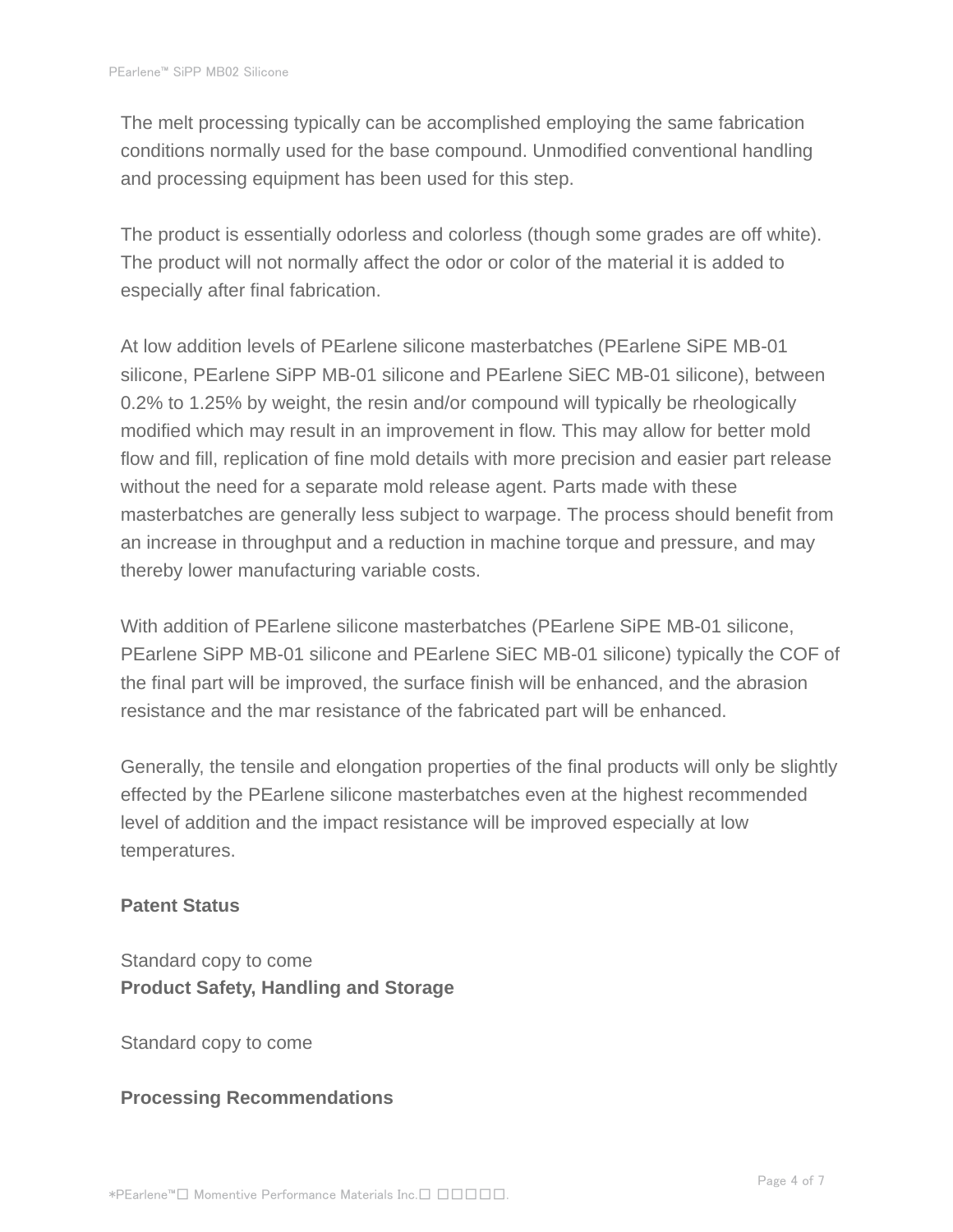The melt processing typically can be accomplished employing the same fabrication conditions normally used for the base compound. Unmodified conventional handling and processing equipment has been used for this step.

The product is essentially odorless and colorless (though some grades are off white). The product will not normally affect the odor or color of the material it is added to especially after final fabrication.

At low addition levels of PEarlene silicone masterbatches (PEarlene SiPE MB-01 silicone, PEarlene SiPP MB-01 silicone and PEarlene SiEC MB-01 silicone), between 0.2% to 1.25% by weight, the resin and/or compound will typically be rheologically modified which may result in an improvement in flow. This may allow for better mold flow and fill, replication of fine mold details with more precision and easier part release without the need for a separate mold release agent. Parts made with these masterbatches are generally less subject to warpage. The process should benefit from an increase in throughput and a reduction in machine torque and pressure, and may thereby lower manufacturing variable costs.

With addition of PEarlene silicone masterbatches (PEarlene SiPE MB-01 silicone, PEarlene SiPP MB-01 silicone and PEarlene SiEC MB-01 silicone) typically the COF of the final part will be improved, the surface finish will be enhanced, and the abrasion resistance and the mar resistance of the fabricated part will be enhanced.

Generally, the tensile and elongation properties of the final products will only be slightly effected by the PEarlene silicone masterbatches even at the highest recommended level of addition and the impact resistance will be improved especially at low temperatures.

**Patent Status**

Standard copy to come

**Product Safety, Handling and Storage**

Standard copy to come

**Processing Recommendations**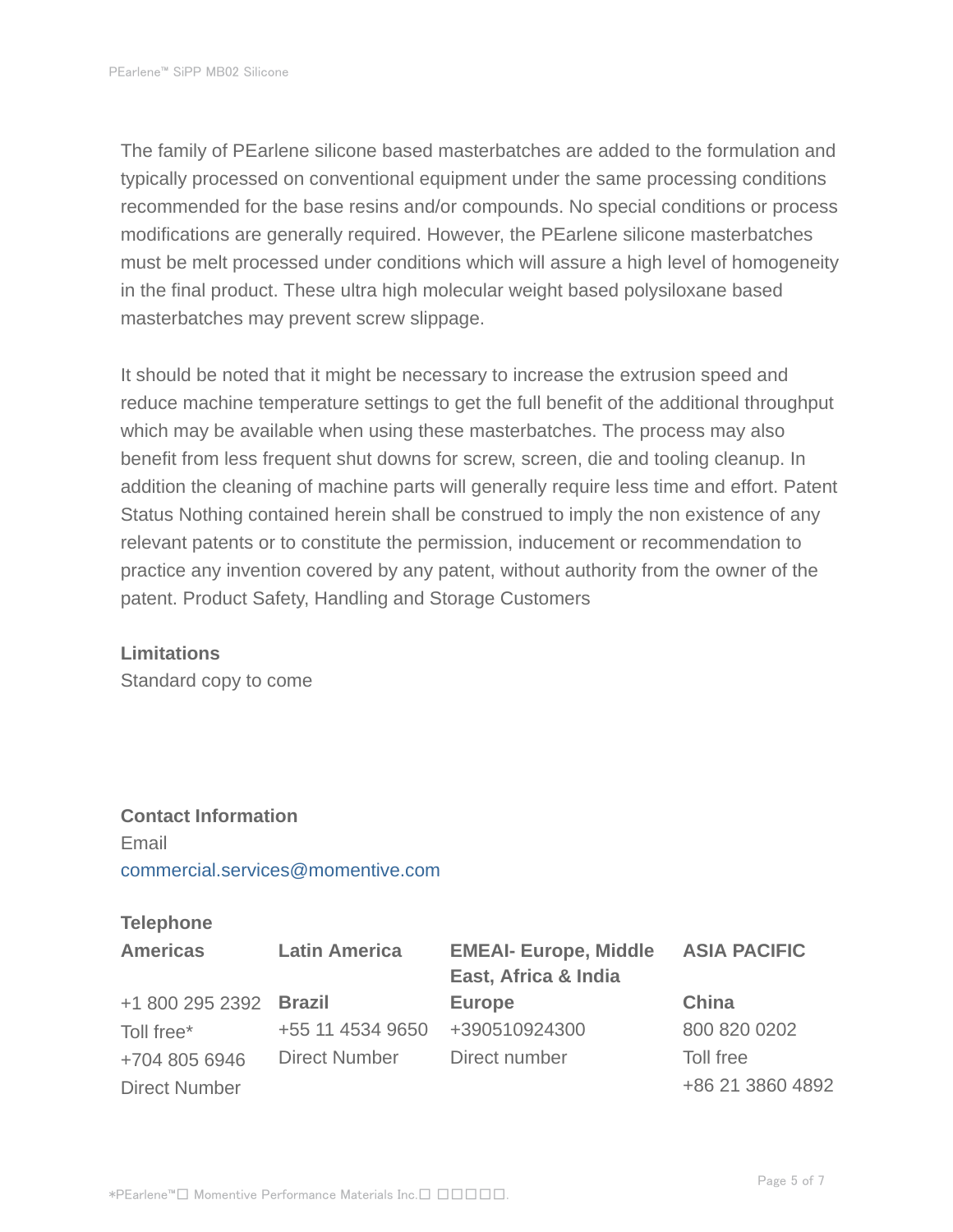The family of PEarlene silicone based masterbatches are added to the formulation and typically processed on conventional equipment under the same processing conditions recommended for the base resins and/or compounds. No special conditions or process modifications are generally required. However, the PEarlene silicone masterbatches must be melt processed under conditions which will assure a high level of homogeneity in the final product. These ultra high molecular weight based polysiloxane based masterbatches may prevent screw slippage.

It should be noted that it might be necessary to increase the extrusion speed and reduce machine temperature settings to get the full benefit of the additional throughput which may be available when using these masterbatches. The process may also benefit from less frequent shut downs for screw, screen, die and tooling cleanup. In addition the cleaning of machine parts will generally require less time and effort. Patent Status Nothing contained herein shall be construed to imply the non existence of any relevant patents or to constitute the permission, inducement or recommendation to practice any invention covered by any patent, without authority from the owner of the patent. Product Safety, Handling and Storage Customers

**Limitations**

Standard copy to come

**Contact Information**

Email

commercial.services@momentive.com

**Telephone**

| **Americas** | **Latin America** | **EMEAI- Europe, Middle East, Africa & India** | **ASIA PACIFIC** |
|---|---|---|---|
| +1 800 295 2392 | **Brazil** | **Europe** | **China** |
| Toll free* | +55 11 4534 9650 | +390510924300 | 800 820 0202 |
| +704 805 6946 | Direct Number | Direct number | Toll free |
| Direct Number | | | +86 21 3860 4892 |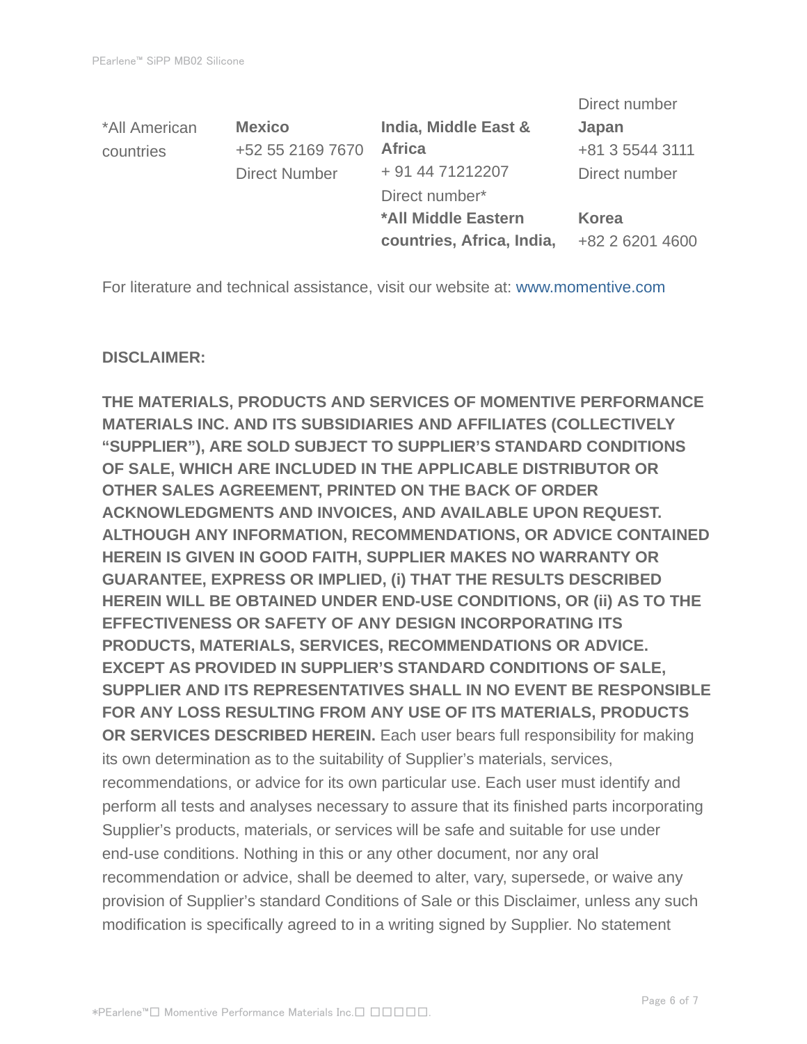| *All American countries | **Mexico**<br>+52 55 2169 7670<br>Direct Number | **India, Middle East & Africa**<br>+ 91 44 71212207<br>Direct number*<br>***All Middle Eastern countries, Africa, India,** | Direct number<br>**Japan**<br>+81 3 5544 3111<br>Direct number<br><br>**Korea**<br>+82 2 6201 4600 |
|---|---|---|---|

For literature and technical assistance, visit our website at: www.momentive.com

**DISCLAIMER:**

**THE MATERIALS, PRODUCTS AND SERVICES OF MOMENTIVE PERFORMANCE MATERIALS INC. AND ITS SUBSIDIARIES AND AFFILIATES (COLLECTIVELY "SUPPLIER"), ARE SOLD SUBJECT TO SUPPLIER'S STANDARD CONDITIONS OF SALE, WHICH ARE INCLUDED IN THE APPLICABLE DISTRIBUTOR OR OTHER SALES AGREEMENT, PRINTED ON THE BACK OF ORDER ACKNOWLEDGMENTS AND INVOICES, AND AVAILABLE UPON REQUEST. ALTHOUGH ANY INFORMATION, RECOMMENDATIONS, OR ADVICE CONTAINED HEREIN IS GIVEN IN GOOD FAITH, SUPPLIER MAKES NO WARRANTY OR GUARANTEE, EXPRESS OR IMPLIED, (i) THAT THE RESULTS DESCRIBED HEREIN WILL BE OBTAINED UNDER END-USE CONDITIONS, OR (ii) AS TO THE EFFECTIVENESS OR SAFETY OF ANY DESIGN INCORPORATING ITS PRODUCTS, MATERIALS, SERVICES, RECOMMENDATIONS OR ADVICE. EXCEPT AS PROVIDED IN SUPPLIER'S STANDARD CONDITIONS OF SALE, SUPPLIER AND ITS REPRESENTATIVES SHALL IN NO EVENT BE RESPONSIBLE FOR ANY LOSS RESULTING FROM ANY USE OF ITS MATERIALS, PRODUCTS OR SERVICES DESCRIBED HEREIN.** Each user bears full responsibility for making its own determination as to the suitability of Supplier's materials, services, recommendations, or advice for its own particular use. Each user must identify and perform all tests and analyses necessary to assure that its finished parts incorporating Supplier's products, materials, or services will be safe and suitable for use under end-use conditions. Nothing in this or any other document, nor any oral recommendation or advice, shall be deemed to alter, vary, supersede, or waive any provision of Supplier's standard Conditions of Sale or this Disclaimer, unless any such modification is specifically agreed to in a writing signed by Supplier. No statement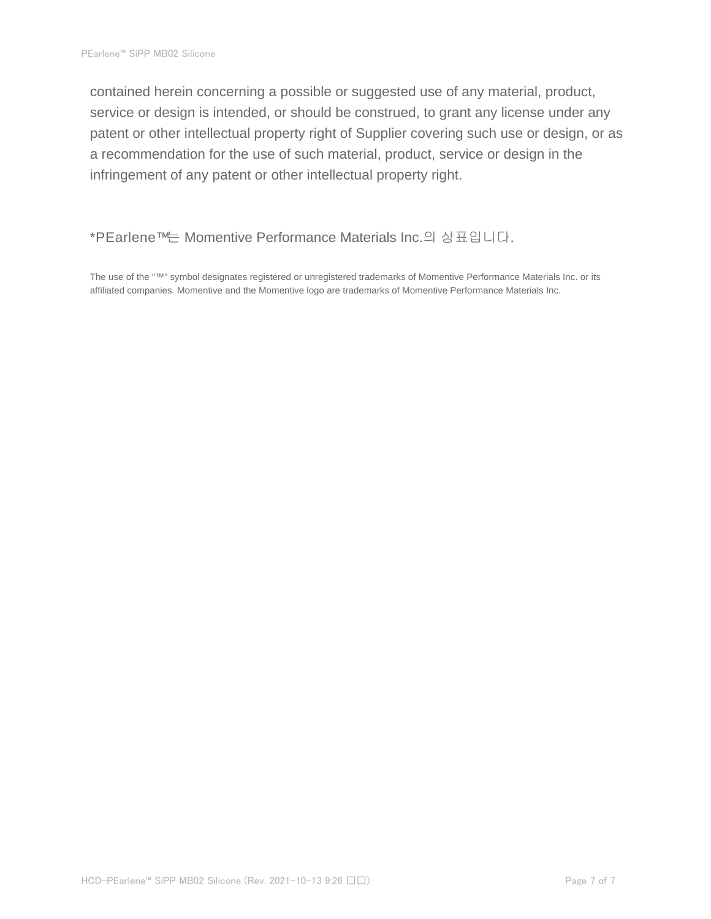contained herein concerning a possible or suggested use of any material, product, service or design is intended, or should be construed, to grant any license under any patent or other intellectual property right of Supplier covering such use or design, or as a recommendation for the use of such material, product, service or design in the infringement of any patent or other intellectual property right.

*PEarlene™는 Momentive Performance Materials Inc.의 상표입니다.

The use of the "™" symbol designates registered or unregistered trademarks of Momentive Performance Materials Inc. or its affiliated companies. Momentive and the Momentive logo are trademarks of Momentive Performance Materials Inc.